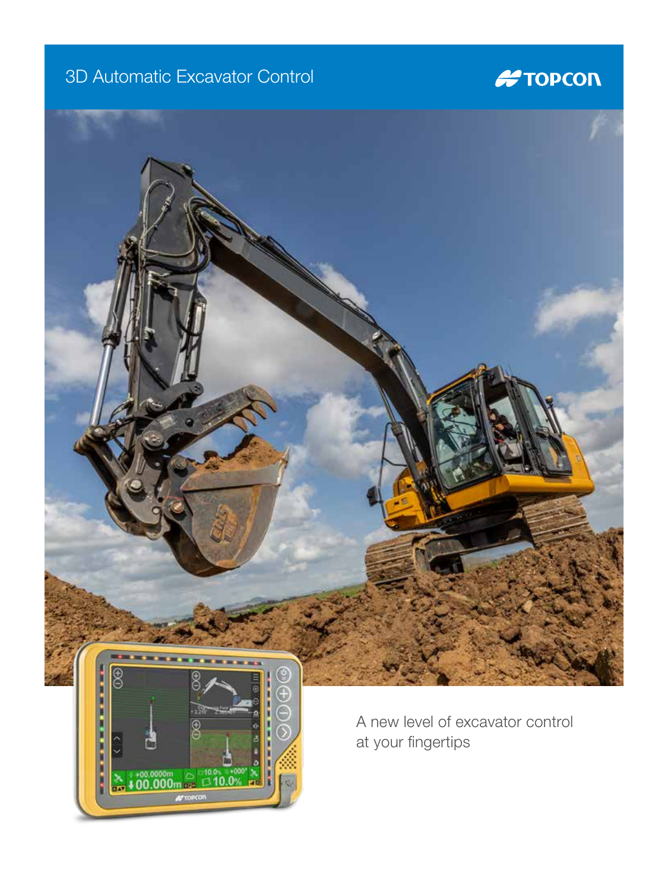# 3D Automatic Excavator Control

TOPCON

A new level of excavator control at your fingertips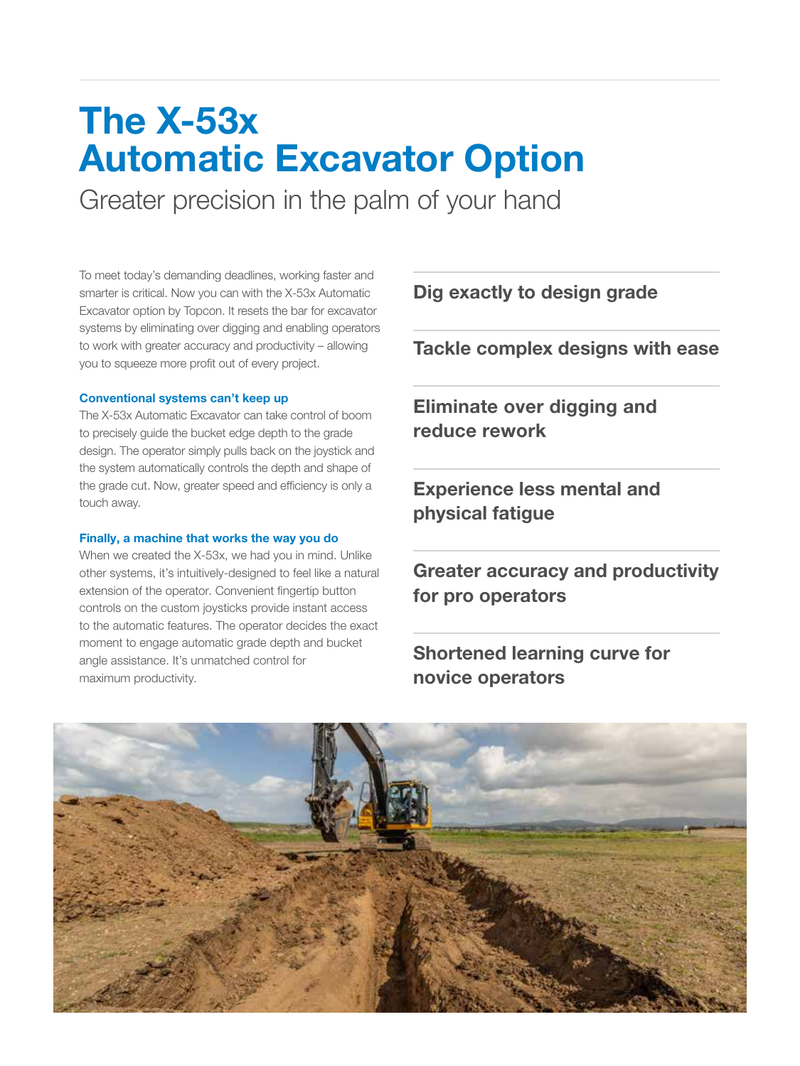# The X-53x Automatic Excavator Option

Greater precision in the palm of your hand

To meet today's demanding deadlines, working faster and smarter is critical. Now you can with the X-53x Automatic Excavator option by Topcon. It resets the bar for excavator systems by eliminating over digging and enabling operators to work with greater accuracy and productivity – allowing you to squeeze more profit out of every project.

### Conventional systems can't keep up

The X-53x Automatic Excavator can take control of boom to precisely guide the bucket edge depth to the grade design. The operator simply pulls back on the joystick and the system automatically controls the depth and shape of the grade cut. Now, greater speed and efficiency is only a touch away.

### Finally, a machine that works the way you do

When we created the X-53x, we had you in mind. Unlike other systems, it's intuitively-designed to feel like a natural extension of the operator. Convenient fingertip button controls on the custom joysticks provide instant access to the automatic features. The operator decides the exact moment to engage automatic grade depth and bucket angle assistance. It's unmatched control for maximum productivity.

**Dig exactly to design grade**

**Tackle complex designs with ease**

**Eliminate over digging and reduce rework**

**Experience less mental and physical fatigue**

**Greater accuracy and productivity for pro operators**

**Shortened learning curve for novice operators**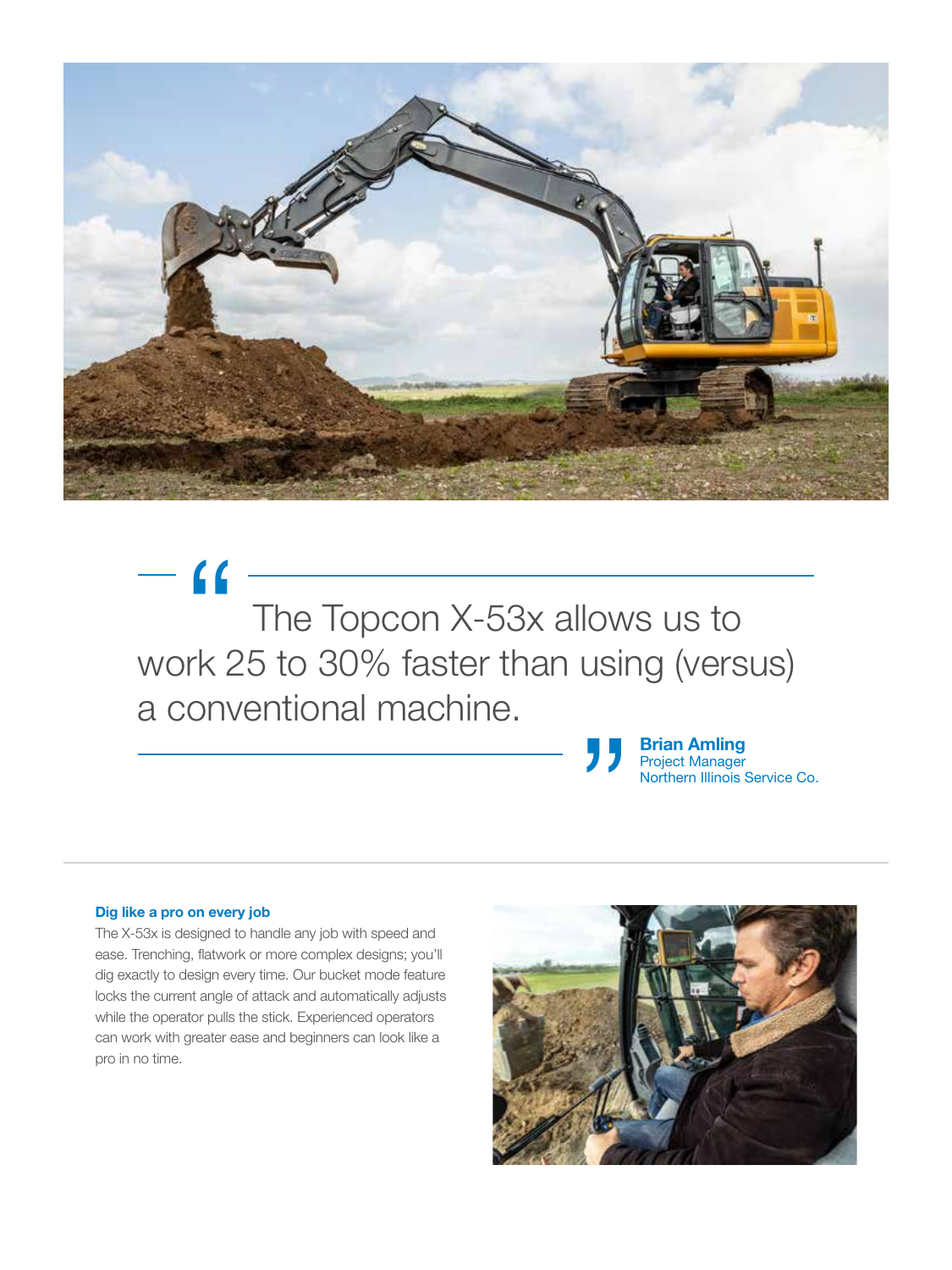> The Topcon X-53x allows us to work 25 to 30% faster than using (versus) a conventional machine.

**Brian Amling**
Project Manager
Northern Illinois Service Co.

### Dig like a pro on every job

The X-53x is designed to handle any job with speed and ease. Trenching, flatwork or more complex designs; you'll dig exactly to design every time. Our bucket mode feature locks the current angle of attack and automatically adjusts while the operator pulls the stick. Experienced operators can work with greater ease and beginners can look like a pro in no time.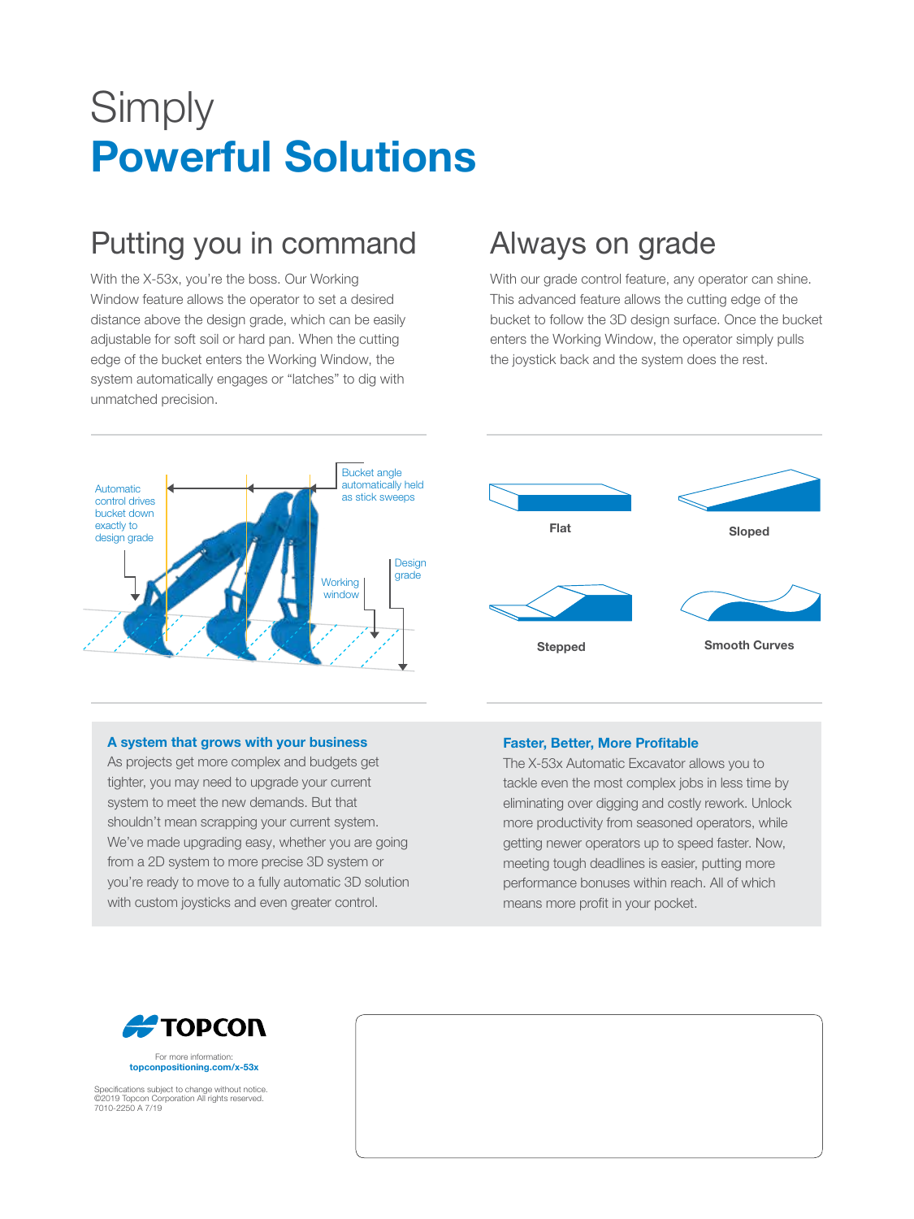# Simply
# **Powerful Solutions**

## Putting you in command

With the X-53x, you're the boss. Our Working Window feature allows the operator to set a desired distance above the design grade, which can be easily adjustable for soft soil or hard pan. When the cutting edge of the bucket enters the Working Window, the system automatically engages or "latches" to dig with unmatched precision.

Automatic control drives bucket down exactly to design grade

Bucket angle automatically held as stick sweeps

Working window

Design grade

## Always on grade

With our grade control feature, any operator can shine. This advanced feature allows the cutting edge of the bucket to follow the 3D design surface. Once the bucket enters the Working Window, the operator simply pulls the joystick back and the system does the rest.

Flat

Sloped

Stepped

Smooth Curves

### A system that grows with your business

As projects get more complex and budgets get tighter, you may need to upgrade your current system to meet the new demands. But that shouldn't mean scrapping your current system. We've made upgrading easy, whether you are going from a 2D system to more precise 3D system or you're ready to move to a fully automatic 3D solution with custom joysticks and even greater control.

### Faster, Better, More Profitable

The X-53x Automatic Excavator allows you to tackle even the most complex jobs in less time by eliminating over digging and costly rework. Unlock more productivity from seasoned operators, while getting newer operators up to speed faster. Now, meeting tough deadlines is easier, putting more performance bonuses within reach. All of which means more profit in your pocket.

TOPCON

For more information:
**topconpositioning.com/x-53x**

Specifications subject to change without notice.
©2019 Topcon Corporation All rights reserved.
7010-2250 A 7/19